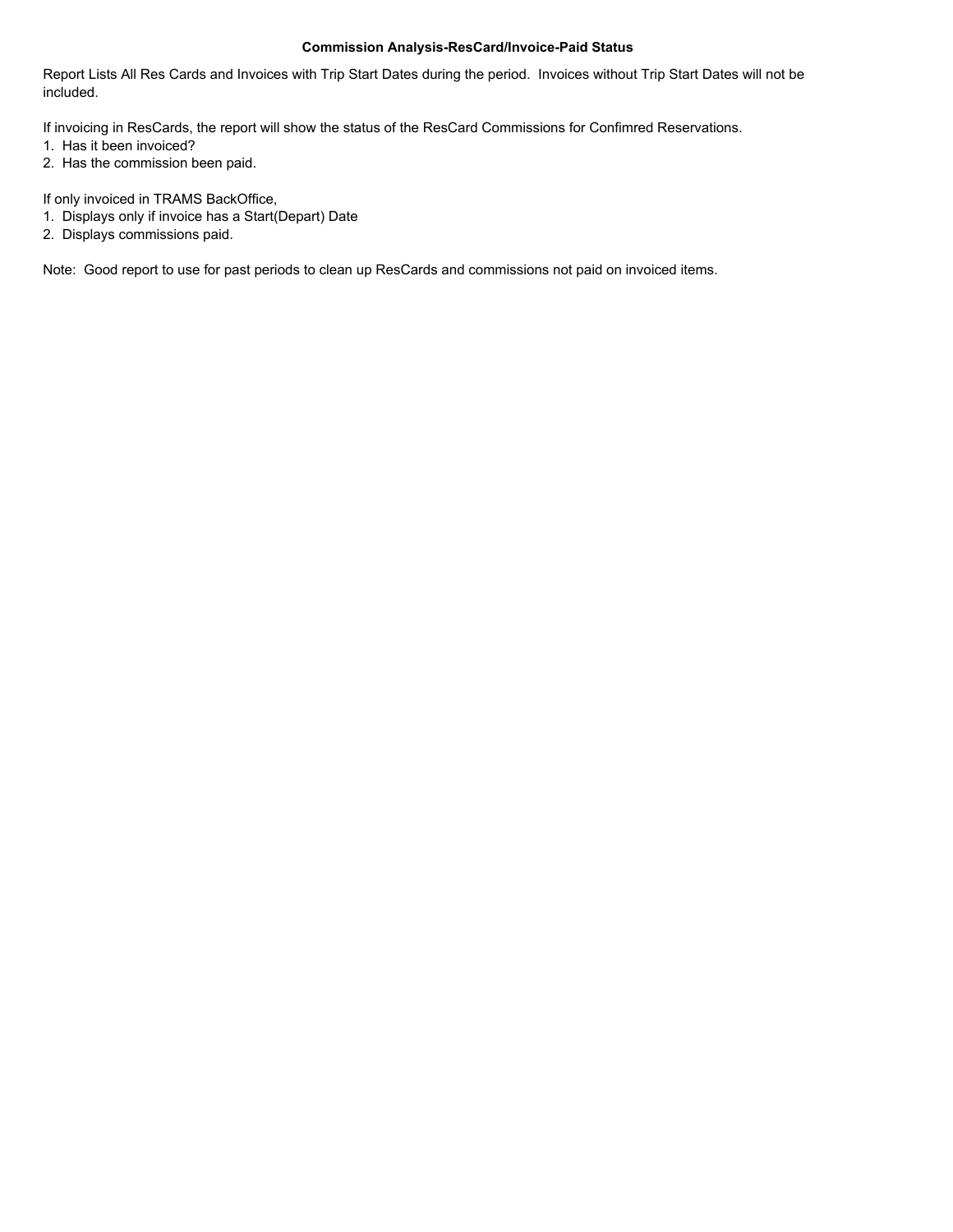**Commission Analysis-ResCard/Invoice-Paid Status**

Report Lists All Res Cards and Invoices with Trip Start Dates during the period. Invoices without Trip Start Dates will not be included.

If invoicing in ResCards, the report will show the status of the ResCard Commissions for Confimred Reservations.

1. Has it been invoiced?
2. Has the commission been paid.

If only invoiced in TRAMS BackOffice,

1. Displays only if invoice has a Start(Depart) Date
2. Displays commissions paid.

Note: Good report to use for past periods to clean up ResCards and commissions not paid on invoiced items.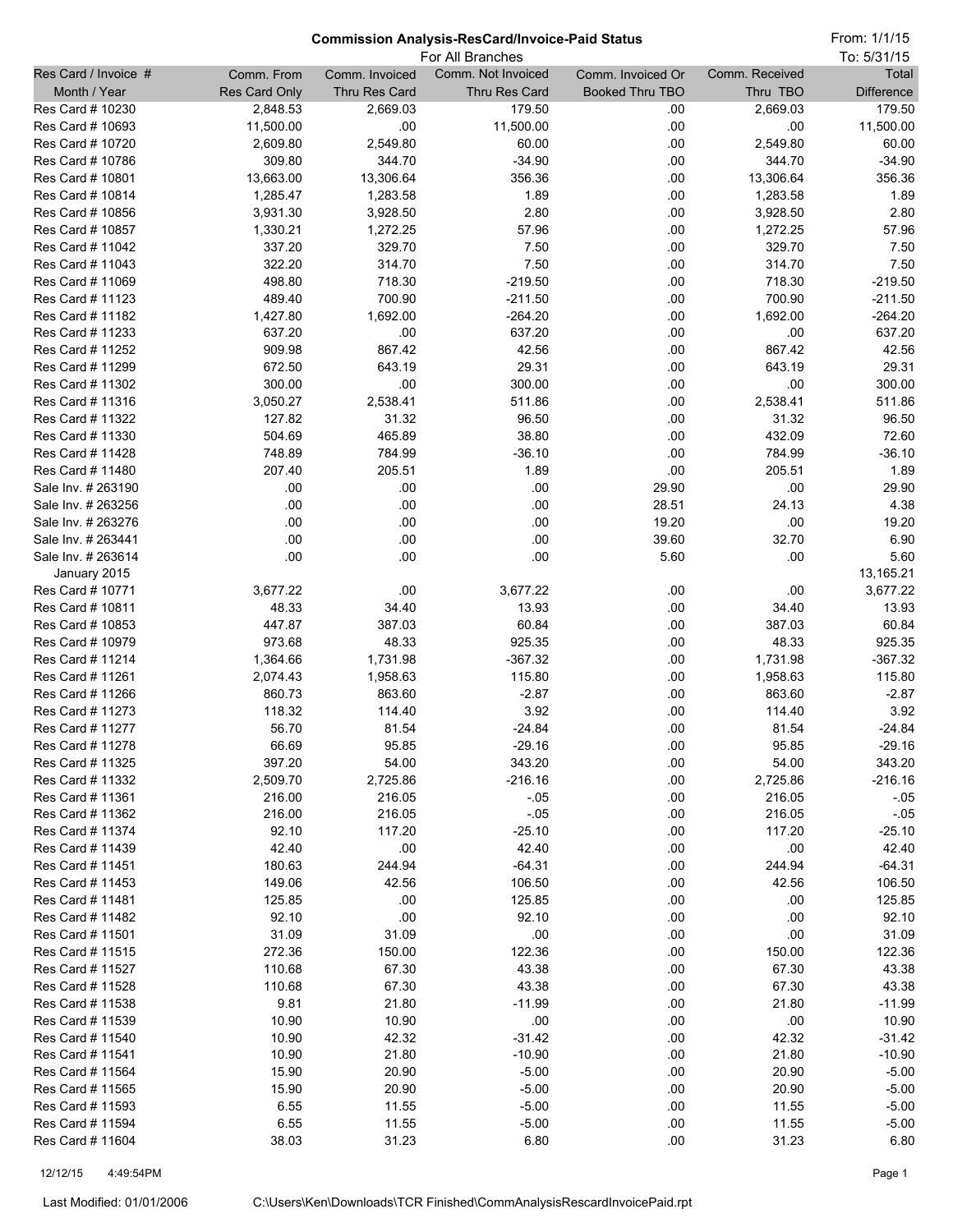**Commission Analysis-ResCard/Invoice-Paid Status**

For All Branches

From: 1/1/15
To: 5/31/15

| Res Card / Invoice # Month / Year | Comm. From Res Card Only | Comm. Invoiced Thru Res Card | Comm. Not Invoiced Thru Res Card | Comm. Invoiced Or Booked Thru TBO | Comm. Received Thru TBO | Total Difference |
|---|---|---|---|---|---|---|
| Res Card # 10230 | 2,848.53 | 2,669.03 | 179.50 | .00 | 2,669.03 | 179.50 |
| Res Card # 10693 | 11,500.00 | .00 | 11,500.00 | .00 | .00 | 11,500.00 |
| Res Card # 10720 | 2,609.80 | 2,549.80 | 60.00 | .00 | 2,549.80 | 60.00 |
| Res Card # 10786 | 309.80 | 344.70 | -34.90 | .00 | 344.70 | -34.90 |
| Res Card # 10801 | 13,663.00 | 13,306.64 | 356.36 | .00 | 13,306.64 | 356.36 |
| Res Card # 10814 | 1,285.47 | 1,283.58 | 1.89 | .00 | 1,283.58 | 1.89 |
| Res Card # 10856 | 3,931.30 | 3,928.50 | 2.80 | .00 | 3,928.50 | 2.80 |
| Res Card # 10857 | 1,330.21 | 1,272.25 | 57.96 | .00 | 1,272.25 | 57.96 |
| Res Card # 11042 | 337.20 | 329.70 | 7.50 | .00 | 329.70 | 7.50 |
| Res Card # 11043 | 322.20 | 314.70 | 7.50 | .00 | 314.70 | 7.50 |
| Res Card # 11069 | 498.80 | 718.30 | -219.50 | .00 | 718.30 | -219.50 |
| Res Card # 11123 | 489.40 | 700.90 | -211.50 | .00 | 700.90 | -211.50 |
| Res Card # 11182 | 1,427.80 | 1,692.00 | -264.20 | .00 | 1,692.00 | -264.20 |
| Res Card # 11233 | 637.20 | .00 | 637.20 | .00 | .00 | 637.20 |
| Res Card # 11252 | 909.98 | 867.42 | 42.56 | .00 | 867.42 | 42.56 |
| Res Card # 11299 | 672.50 | 643.19 | 29.31 | .00 | 643.19 | 29.31 |
| Res Card # 11302 | 300.00 | .00 | 300.00 | .00 | .00 | 300.00 |
| Res Card # 11316 | 3,050.27 | 2,538.41 | 511.86 | .00 | 2,538.41 | 511.86 |
| Res Card # 11322 | 127.82 | 31.32 | 96.50 | .00 | 31.32 | 96.50 |
| Res Card # 11330 | 504.69 | 465.89 | 38.80 | .00 | 432.09 | 72.60 |
| Res Card # 11428 | 748.89 | 784.99 | -36.10 | .00 | 784.99 | -36.10 |
| Res Card # 11480 | 207.40 | 205.51 | 1.89 | .00 | 205.51 | 1.89 |
| Sale Inv. # 263190 | .00 | .00 | .00 | 29.90 | .00 | 29.90 |
| Sale Inv. # 263256 | .00 | .00 | .00 | 28.51 | 24.13 | 4.38 |
| Sale Inv. # 263276 | .00 | .00 | .00 | 19.20 | .00 | 19.20 |
| Sale Inv. # 263441 | .00 | .00 | .00 | 39.60 | 32.70 | 6.90 |
| Sale Inv. # 263614 | .00 | .00 | .00 | 5.60 | .00 | 5.60 |
| January 2015 | | | | | | 13,165.21 |
| Res Card # 10771 | 3,677.22 | .00 | 3,677.22 | .00 | .00 | 3,677.22 |
| Res Card # 10811 | 48.33 | 34.40 | 13.93 | .00 | 34.40 | 13.93 |
| Res Card # 10853 | 447.87 | 387.03 | 60.84 | .00 | 387.03 | 60.84 |
| Res Card # 10979 | 973.68 | 48.33 | 925.35 | .00 | 48.33 | 925.35 |
| Res Card # 11214 | 1,364.66 | 1,731.98 | -367.32 | .00 | 1,731.98 | -367.32 |
| Res Card # 11261 | 2,074.43 | 1,958.63 | 115.80 | .00 | 1,958.63 | 115.80 |
| Res Card # 11266 | 860.73 | 863.60 | -2.87 | .00 | 863.60 | -2.87 |
| Res Card # 11273 | 118.32 | 114.40 | 3.92 | .00 | 114.40 | 3.92 |
| Res Card # 11277 | 56.70 | 81.54 | -24.84 | .00 | 81.54 | -24.84 |
| Res Card # 11278 | 66.69 | 95.85 | -29.16 | .00 | 95.85 | -29.16 |
| Res Card # 11325 | 397.20 | 54.00 | 343.20 | .00 | 54.00 | 343.20 |
| Res Card # 11332 | 2,509.70 | 2,725.86 | -216.16 | .00 | 2,725.86 | -216.16 |
| Res Card # 11361 | 216.00 | 216.05 | -.05 | .00 | 216.05 | -.05 |
| Res Card # 11362 | 216.00 | 216.05 | -.05 | .00 | 216.05 | -.05 |
| Res Card # 11374 | 92.10 | 117.20 | -25.10 | .00 | 117.20 | -25.10 |
| Res Card # 11439 | 42.40 | .00 | 42.40 | .00 | .00 | 42.40 |
| Res Card # 11451 | 180.63 | 244.94 | -64.31 | .00 | 244.94 | -64.31 |
| Res Card # 11453 | 149.06 | 42.56 | 106.50 | .00 | 42.56 | 106.50 |
| Res Card # 11481 | 125.85 | .00 | 125.85 | .00 | .00 | 125.85 |
| Res Card # 11482 | 92.10 | .00 | 92.10 | .00 | .00 | 92.10 |
| Res Card # 11501 | 31.09 | 31.09 | .00 | .00 | .00 | 31.09 |
| Res Card # 11515 | 272.36 | 150.00 | 122.36 | .00 | 150.00 | 122.36 |
| Res Card # 11527 | 110.68 | 67.30 | 43.38 | .00 | 67.30 | 43.38 |
| Res Card # 11528 | 110.68 | 67.30 | 43.38 | .00 | 67.30 | 43.38 |
| Res Card # 11538 | 9.81 | 21.80 | -11.99 | .00 | 21.80 | -11.99 |
| Res Card # 11539 | 10.90 | 10.90 | .00 | .00 | .00 | 10.90 |
| Res Card # 11540 | 10.90 | 42.32 | -31.42 | .00 | 42.32 | -31.42 |
| Res Card # 11541 | 10.90 | 21.80 | -10.90 | .00 | 21.80 | -10.90 |
| Res Card # 11564 | 15.90 | 20.90 | -5.00 | .00 | 20.90 | -5.00 |
| Res Card # 11565 | 15.90 | 20.90 | -5.00 | .00 | 20.90 | -5.00 |
| Res Card # 11593 | 6.55 | 11.55 | -5.00 | .00 | 11.55 | -5.00 |
| Res Card # 11594 | 6.55 | 11.55 | -5.00 | .00 | 11.55 | -5.00 |
| Res Card # 11604 | 38.03 | 31.23 | 6.80 | .00 | 31.23 | 6.80 |

12/12/15 4:49:54PM

Last Modified: 01/01/2006 C:\Users\Ken\Downloads\TCR Finished\CommAnalysisRescardInvoicePaid.rpt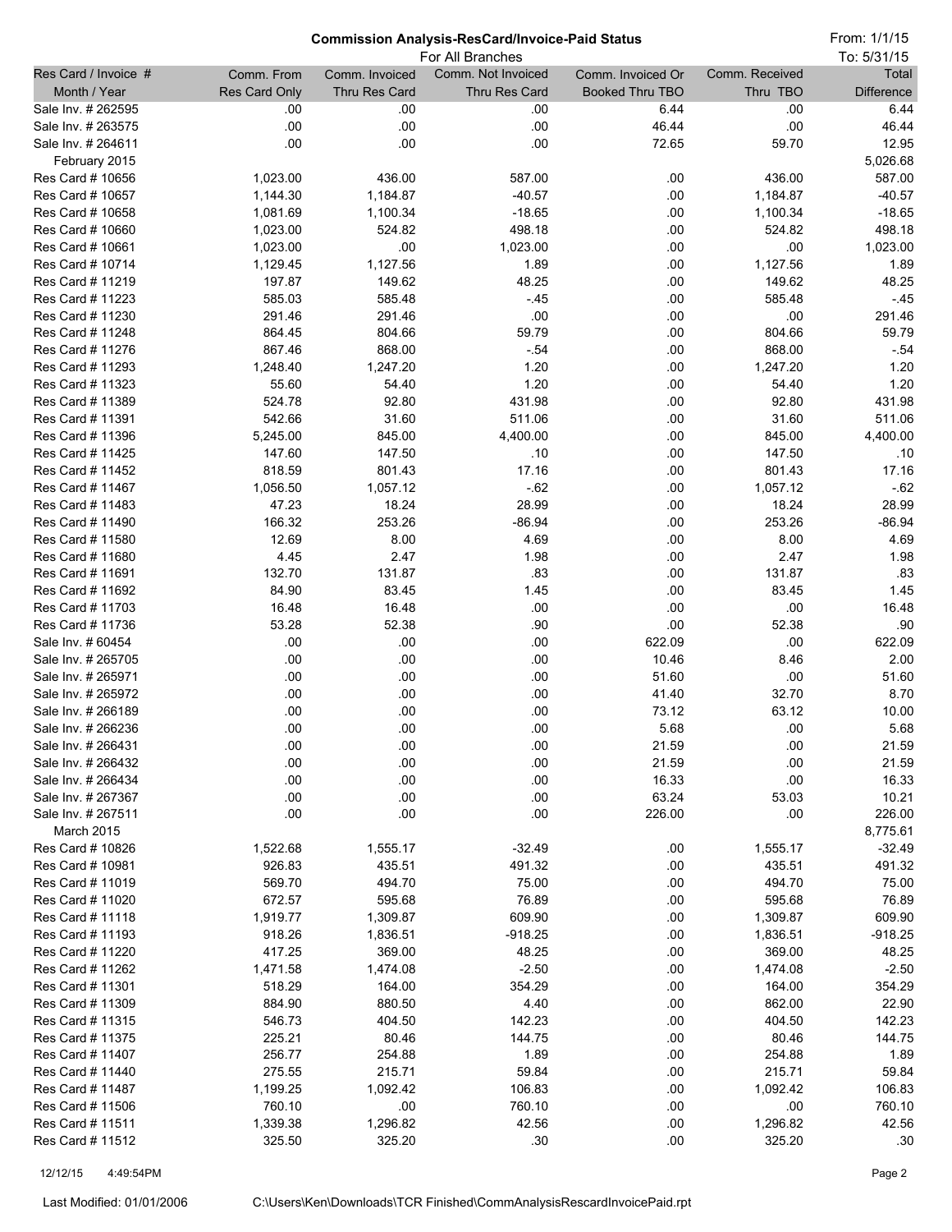## Commission Analysis-ResCard/Invoice-Paid Status

For All Branches

From: 1/1/15
To: 5/31/15

| Res Card / Invoice # Month / Year | Comm. From Res Card Only | Comm. Invoiced Thru Res Card | Comm. Not Invoiced Thru Res Card | Comm. Invoiced Or Booked Thru TBO | Comm. Received Thru TBO | Total Difference |
|---|---|---|---|---|---|---|
| Sale Inv. # 262595 | .00 | .00 | .00 | 6.44 | .00 | 6.44 |
| Sale Inv. # 263575 | .00 | .00 | .00 | 46.44 | .00 | 46.44 |
| Sale Inv. # 264611 | .00 | .00 | .00 | 72.65 | 59.70 | 12.95 |
| February 2015 | | | | | | 5,026.68 |
| Res Card # 10656 | 1,023.00 | 436.00 | 587.00 | .00 | 436.00 | 587.00 |
| Res Card # 10657 | 1,144.30 | 1,184.87 | -40.57 | .00 | 1,184.87 | -40.57 |
| Res Card # 10658 | 1,081.69 | 1,100.34 | -18.65 | .00 | 1,100.34 | -18.65 |
| Res Card # 10660 | 1,023.00 | 524.82 | 498.18 | .00 | 524.82 | 498.18 |
| Res Card # 10661 | 1,023.00 | .00 | 1,023.00 | .00 | .00 | 1,023.00 |
| Res Card # 10714 | 1,129.45 | 1,127.56 | 1.89 | .00 | 1,127.56 | 1.89 |
| Res Card # 11219 | 197.87 | 149.62 | 48.25 | .00 | 149.62 | 48.25 |
| Res Card # 11223 | 585.03 | 585.48 | -.45 | .00 | 585.48 | -.45 |
| Res Card # 11230 | 291.46 | 291.46 | .00 | .00 | .00 | 291.46 |
| Res Card # 11248 | 864.45 | 804.66 | 59.79 | .00 | 804.66 | 59.79 |
| Res Card # 11276 | 867.46 | 868.00 | -.54 | .00 | 868.00 | -.54 |
| Res Card # 11293 | 1,248.40 | 1,247.20 | 1.20 | .00 | 1,247.20 | 1.20 |
| Res Card # 11323 | 55.60 | 54.40 | 1.20 | .00 | 54.40 | 1.20 |
| Res Card # 11389 | 524.78 | 92.80 | 431.98 | .00 | 92.80 | 431.98 |
| Res Card # 11391 | 542.66 | 31.60 | 511.06 | .00 | 31.60 | 511.06 |
| Res Card # 11396 | 5,245.00 | 845.00 | 4,400.00 | .00 | 845.00 | 4,400.00 |
| Res Card # 11425 | 147.60 | 147.50 | .10 | .00 | 147.50 | .10 |
| Res Card # 11452 | 818.59 | 801.43 | 17.16 | .00 | 801.43 | 17.16 |
| Res Card # 11467 | 1,056.50 | 1,057.12 | -.62 | .00 | 1,057.12 | -.62 |
| Res Card # 11483 | 47.23 | 18.24 | 28.99 | .00 | 18.24 | 28.99 |
| Res Card # 11490 | 166.32 | 253.26 | -86.94 | .00 | 253.26 | -86.94 |
| Res Card # 11580 | 12.69 | 8.00 | 4.69 | .00 | 8.00 | 4.69 |
| Res Card # 11680 | 4.45 | 2.47 | 1.98 | .00 | 2.47 | 1.98 |
| Res Card # 11691 | 132.70 | 131.87 | .83 | .00 | 131.87 | .83 |
| Res Card # 11692 | 84.90 | 83.45 | 1.45 | .00 | 83.45 | 1.45 |
| Res Card # 11703 | 16.48 | 16.48 | .00 | .00 | .00 | 16.48 |
| Res Card # 11736 | 53.28 | 52.38 | .90 | .00 | 52.38 | .90 |
| Sale Inv. # 60454 | .00 | .00 | .00 | 622.09 | .00 | 622.09 |
| Sale Inv. # 265705 | .00 | .00 | .00 | 10.46 | 8.46 | 2.00 |
| Sale Inv. # 265971 | .00 | .00 | .00 | 51.60 | .00 | 51.60 |
| Sale Inv. # 265972 | .00 | .00 | .00 | 41.40 | 32.70 | 8.70 |
| Sale Inv. # 266189 | .00 | .00 | .00 | 73.12 | 63.12 | 10.00 |
| Sale Inv. # 266236 | .00 | .00 | .00 | 5.68 | .00 | 5.68 |
| Sale Inv. # 266431 | .00 | .00 | .00 | 21.59 | .00 | 21.59 |
| Sale Inv. # 266432 | .00 | .00 | .00 | 21.59 | .00 | 21.59 |
| Sale Inv. # 266434 | .00 | .00 | .00 | 16.33 | .00 | 16.33 |
| Sale Inv. # 267367 | .00 | .00 | .00 | 63.24 | 53.03 | 10.21 |
| Sale Inv. # 267511 | .00 | .00 | .00 | 226.00 | .00 | 226.00 |
| March 2015 | | | | | | 8,775.61 |
| Res Card # 10826 | 1,522.68 | 1,555.17 | -32.49 | .00 | 1,555.17 | -32.49 |
| Res Card # 10981 | 926.83 | 435.51 | 491.32 | .00 | 435.51 | 491.32 |
| Res Card # 11019 | 569.70 | 494.70 | 75.00 | .00 | 494.70 | 75.00 |
| Res Card # 11020 | 672.57 | 595.68 | 76.89 | .00 | 595.68 | 76.89 |
| Res Card # 11118 | 1,919.77 | 1,309.87 | 609.90 | .00 | 1,309.87 | 609.90 |
| Res Card # 11193 | 918.26 | 1,836.51 | -918.25 | .00 | 1,836.51 | -918.25 |
| Res Card # 11220 | 417.25 | 369.00 | 48.25 | .00 | 369.00 | 48.25 |
| Res Card # 11262 | 1,471.58 | 1,474.08 | -2.50 | .00 | 1,474.08 | -2.50 |
| Res Card # 11301 | 518.29 | 164.00 | 354.29 | .00 | 164.00 | 354.29 |
| Res Card # 11309 | 884.90 | 880.50 | 4.40 | .00 | 862.00 | 22.90 |
| Res Card # 11315 | 546.73 | 404.50 | 142.23 | .00 | 404.50 | 142.23 |
| Res Card # 11375 | 225.21 | 80.46 | 144.75 | .00 | 80.46 | 144.75 |
| Res Card # 11407 | 256.77 | 254.88 | 1.89 | .00 | 254.88 | 1.89 |
| Res Card # 11440 | 275.55 | 215.71 | 59.84 | .00 | 215.71 | 59.84 |
| Res Card # 11487 | 1,199.25 | 1,092.42 | 106.83 | .00 | 1,092.42 | 106.83 |
| Res Card # 11506 | 760.10 | .00 | 760.10 | .00 | .00 | 760.10 |
| Res Card # 11511 | 1,339.38 | 1,296.82 | 42.56 | .00 | 1,296.82 | 42.56 |
| Res Card # 11512 | 325.50 | 325.20 | .30 | .00 | 325.20 | .30 |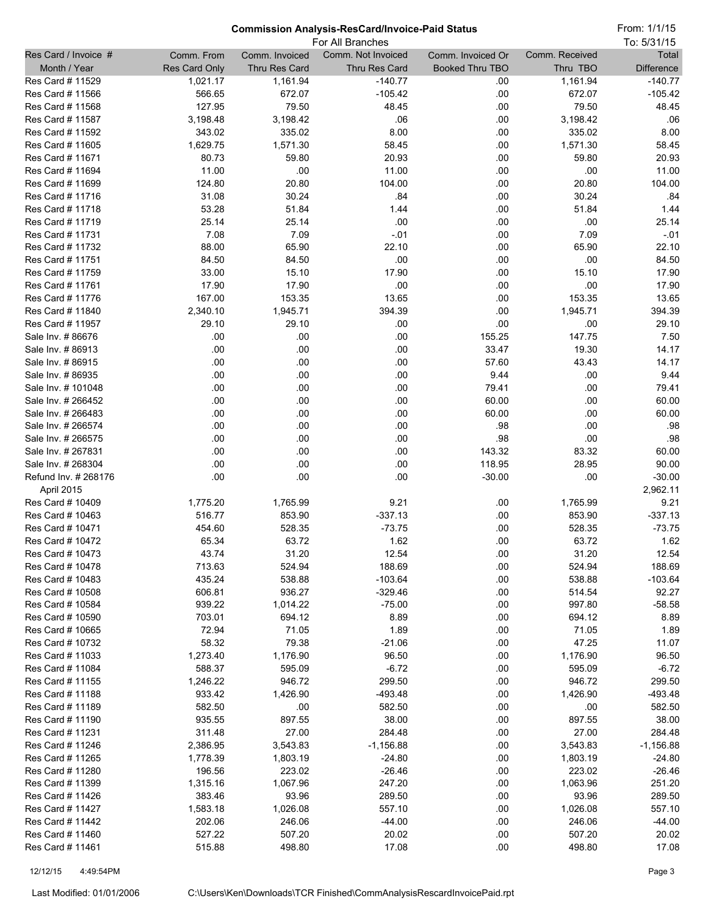# Commission Analysis-ResCard/Invoice-Paid Status

For All Branches

From: 1/1/15
To: 5/31/15

| Res Card / Invoice # Month / Year | Comm. From Res Card Only | Comm. Invoiced Thru Res Card | Comm. Not Invoiced Thru Res Card | Comm. Invoiced Or Booked Thru TBO | Comm. Received Thru TBO | Total Difference |
|---|---|---|---|---|---|---|
| Res Card # 11529 | 1,021.17 | 1,161.94 | -140.77 | .00 | 1,161.94 | -140.77 |
| Res Card # 11566 | 566.65 | 672.07 | -105.42 | .00 | 672.07 | -105.42 |
| Res Card # 11568 | 127.95 | 79.50 | 48.45 | .00 | 79.50 | 48.45 |
| Res Card # 11587 | 3,198.48 | 3,198.42 | .06 | .00 | 3,198.42 | .06 |
| Res Card # 11592 | 343.02 | 335.02 | 8.00 | .00 | 335.02 | 8.00 |
| Res Card # 11605 | 1,629.75 | 1,571.30 | 58.45 | .00 | 1,571.30 | 58.45 |
| Res Card # 11671 | 80.73 | 59.80 | 20.93 | .00 | 59.80 | 20.93 |
| Res Card # 11694 | 11.00 | .00 | 11.00 | .00 | .00 | 11.00 |
| Res Card # 11699 | 124.80 | 20.80 | 104.00 | .00 | 20.80 | 104.00 |
| Res Card # 11716 | 31.08 | 30.24 | .84 | .00 | 30.24 | .84 |
| Res Card # 11718 | 53.28 | 51.84 | 1.44 | .00 | 51.84 | 1.44 |
| Res Card # 11719 | 25.14 | 25.14 | .00 | .00 | .00 | 25.14 |
| Res Card # 11731 | 7.08 | 7.09 | -.01 | .00 | 7.09 | -.01 |
| Res Card # 11732 | 88.00 | 65.90 | 22.10 | .00 | 65.90 | 22.10 |
| Res Card # 11751 | 84.50 | 84.50 | .00 | .00 | .00 | 84.50 |
| Res Card # 11759 | 33.00 | 15.10 | 17.90 | .00 | 15.10 | 17.90 |
| Res Card # 11761 | 17.90 | 17.90 | .00 | .00 | .00 | 17.90 |
| Res Card # 11776 | 167.00 | 153.35 | 13.65 | .00 | 153.35 | 13.65 |
| Res Card # 11840 | 2,340.10 | 1,945.71 | 394.39 | .00 | 1,945.71 | 394.39 |
| Res Card # 11957 | 29.10 | 29.10 | .00 | .00 | .00 | 29.10 |
| Sale Inv. # 86676 | .00 | .00 | .00 | 155.25 | 147.75 | 7.50 |
| Sale Inv. # 86913 | .00 | .00 | .00 | 33.47 | 19.30 | 14.17 |
| Sale Inv. # 86915 | .00 | .00 | .00 | 57.60 | 43.43 | 14.17 |
| Sale Inv. # 86935 | .00 | .00 | .00 | 9.44 | .00 | 9.44 |
| Sale Inv. # 101048 | .00 | .00 | .00 | 79.41 | .00 | 79.41 |
| Sale Inv. # 266452 | .00 | .00 | .00 | 60.00 | .00 | 60.00 |
| Sale Inv. # 266483 | .00 | .00 | .00 | 60.00 | .00 | 60.00 |
| Sale Inv. # 266574 | .00 | .00 | .00 | .98 | .00 | .98 |
| Sale Inv. # 266575 | .00 | .00 | .00 | .98 | .00 | .98 |
| Sale Inv. # 267831 | .00 | .00 | .00 | 143.32 | 83.32 | 60.00 |
| Sale Inv. # 268304 | .00 | .00 | .00 | 118.95 | 28.95 | 90.00 |
| Refund Inv. # 268176 | .00 | .00 | .00 | -30.00 | .00 | -30.00 |
| April 2015 | | | | | | 2,962.11 |
| Res Card # 10409 | 1,775.20 | 1,765.99 | 9.21 | .00 | 1,765.99 | 9.21 |
| Res Card # 10463 | 516.77 | 853.90 | -337.13 | .00 | 853.90 | -337.13 |
| Res Card # 10471 | 454.60 | 528.35 | -73.75 | .00 | 528.35 | -73.75 |
| Res Card # 10472 | 65.34 | 63.72 | 1.62 | .00 | 63.72 | 1.62 |
| Res Card # 10473 | 43.74 | 31.20 | 12.54 | .00 | 31.20 | 12.54 |
| Res Card # 10478 | 713.63 | 524.94 | 188.69 | .00 | 524.94 | 188.69 |
| Res Card # 10483 | 435.24 | 538.88 | -103.64 | .00 | 538.88 | -103.64 |
| Res Card # 10508 | 606.81 | 936.27 | -329.46 | .00 | 514.54 | 92.27 |
| Res Card # 10584 | 939.22 | 1,014.22 | -75.00 | .00 | 997.80 | -58.58 |
| Res Card # 10590 | 703.01 | 694.12 | 8.89 | .00 | 694.12 | 8.89 |
| Res Card # 10665 | 72.94 | 71.05 | 1.89 | .00 | 71.05 | 1.89 |
| Res Card # 10732 | 58.32 | 79.38 | -21.06 | .00 | 47.25 | 11.07 |
| Res Card # 11033 | 1,273.40 | 1,176.90 | 96.50 | .00 | 1,176.90 | 96.50 |
| Res Card # 11084 | 588.37 | 595.09 | -6.72 | .00 | 595.09 | -6.72 |
| Res Card # 11155 | 1,246.22 | 946.72 | 299.50 | .00 | 946.72 | 299.50 |
| Res Card # 11188 | 933.42 | 1,426.90 | -493.48 | .00 | 1,426.90 | -493.48 |
| Res Card # 11189 | 582.50 | .00 | 582.50 | .00 | .00 | 582.50 |
| Res Card # 11190 | 935.55 | 897.55 | 38.00 | .00 | 897.55 | 38.00 |
| Res Card # 11231 | 311.48 | 27.00 | 284.48 | .00 | 27.00 | 284.48 |
| Res Card # 11246 | 2,386.95 | 3,543.83 | -1,156.88 | .00 | 3,543.83 | -1,156.88 |
| Res Card # 11265 | 1,778.39 | 1,803.19 | -24.80 | .00 | 1,803.19 | -24.80 |
| Res Card # 11280 | 196.56 | 223.02 | -26.46 | .00 | 223.02 | -26.46 |
| Res Card # 11399 | 1,315.16 | 1,067.96 | 247.20 | .00 | 1,063.96 | 251.20 |
| Res Card # 11426 | 383.46 | 93.96 | 289.50 | .00 | 93.96 | 289.50 |
| Res Card # 11427 | 1,583.18 | 1,026.08 | 557.10 | .00 | 1,026.08 | 557.10 |
| Res Card # 11442 | 202.06 | 246.06 | -44.00 | .00 | 246.06 | -44.00 |
| Res Card # 11460 | 527.22 | 507.20 | 20.02 | .00 | 507.20 | 20.02 |
| Res Card # 11461 | 515.88 | 498.80 | 17.08 | .00 | 498.80 | 17.08 |

12/12/15 4:49:54PM

Last Modified: 01/01/2006 C:\Users\Ken\Downloads\TCR Finished\CommAnalysisRescardInvoicePaid.rpt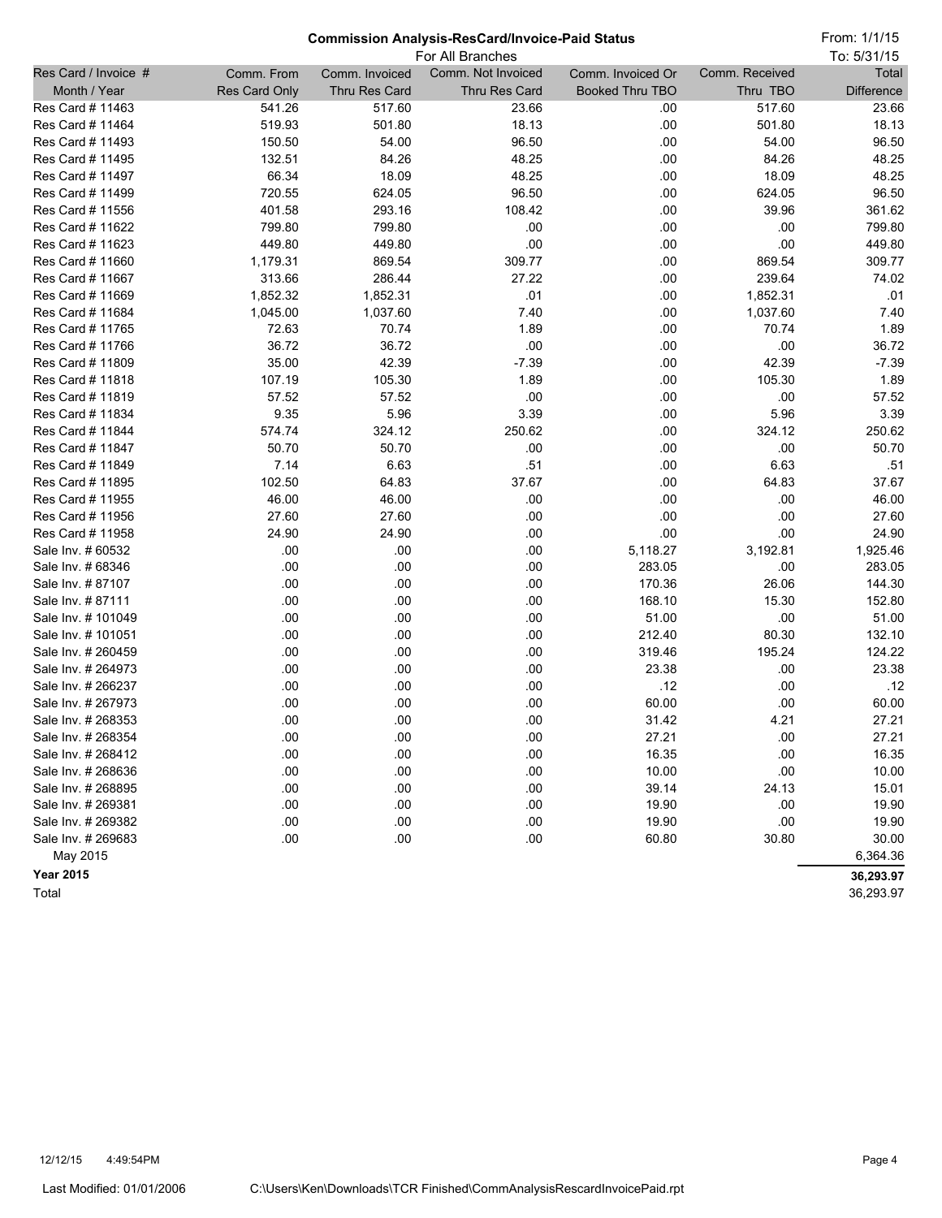**Commission Analysis-ResCard/Invoice-Paid Status**

For All Branches

From: 1/1/15
To: 5/31/15

| Res Card / Invoice # Month / Year | Comm. From Res Card Only | Comm. Invoiced Thru Res Card | Comm. Not Invoiced Thru Res Card | Comm. Invoiced Or Booked Thru TBO | Comm. Received Thru TBO | Total Difference |
|---|---|---|---|---|---|---|
| Res Card # 11463 | 541.26 | 517.60 | 23.66 | .00 | 517.60 | 23.66 |
| Res Card # 11464 | 519.93 | 501.80 | 18.13 | .00 | 501.80 | 18.13 |
| Res Card # 11493 | 150.50 | 54.00 | 96.50 | .00 | 54.00 | 96.50 |
| Res Card # 11495 | 132.51 | 84.26 | 48.25 | .00 | 84.26 | 48.25 |
| Res Card # 11497 | 66.34 | 18.09 | 48.25 | .00 | 18.09 | 48.25 |
| Res Card # 11499 | 720.55 | 624.05 | 96.50 | .00 | 624.05 | 96.50 |
| Res Card # 11556 | 401.58 | 293.16 | 108.42 | .00 | 39.96 | 361.62 |
| Res Card # 11622 | 799.80 | 799.80 | .00 | .00 | .00 | 799.80 |
| Res Card # 11623 | 449.80 | 449.80 | .00 | .00 | .00 | 449.80 |
| Res Card # 11660 | 1,179.31 | 869.54 | 309.77 | .00 | 869.54 | 309.77 |
| Res Card # 11667 | 313.66 | 286.44 | 27.22 | .00 | 239.64 | 74.02 |
| Res Card # 11669 | 1,852.32 | 1,852.31 | .01 | .00 | 1,852.31 | .01 |
| Res Card # 11684 | 1,045.00 | 1,037.60 | 7.40 | .00 | 1,037.60 | 7.40 |
| Res Card # 11765 | 72.63 | 70.74 | 1.89 | .00 | 70.74 | 1.89 |
| Res Card # 11766 | 36.72 | 36.72 | .00 | .00 | .00 | 36.72 |
| Res Card # 11809 | 35.00 | 42.39 | -7.39 | .00 | 42.39 | -7.39 |
| Res Card # 11818 | 107.19 | 105.30 | 1.89 | .00 | 105.30 | 1.89 |
| Res Card # 11819 | 57.52 | 57.52 | .00 | .00 | .00 | 57.52 |
| Res Card # 11834 | 9.35 | 5.96 | 3.39 | .00 | 5.96 | 3.39 |
| Res Card # 11844 | 574.74 | 324.12 | 250.62 | .00 | 324.12 | 250.62 |
| Res Card # 11847 | 50.70 | 50.70 | .00 | .00 | .00 | 50.70 |
| Res Card # 11849 | 7.14 | 6.63 | .51 | .00 | 6.63 | .51 |
| Res Card # 11895 | 102.50 | 64.83 | 37.67 | .00 | 64.83 | 37.67 |
| Res Card # 11955 | 46.00 | 46.00 | .00 | .00 | .00 | 46.00 |
| Res Card # 11956 | 27.60 | 27.60 | .00 | .00 | .00 | 27.60 |
| Res Card # 11958 | 24.90 | 24.90 | .00 | .00 | .00 | 24.90 |
| Sale Inv. # 60532 | .00 | .00 | .00 | 5,118.27 | 3,192.81 | 1,925.46 |
| Sale Inv. # 68346 | .00 | .00 | .00 | 283.05 | .00 | 283.05 |
| Sale Inv. # 87107 | .00 | .00 | .00 | 170.36 | 26.06 | 144.30 |
| Sale Inv. # 87111 | .00 | .00 | .00 | 168.10 | 15.30 | 152.80 |
| Sale Inv. # 101049 | .00 | .00 | .00 | 51.00 | .00 | 51.00 |
| Sale Inv. # 101051 | .00 | .00 | .00 | 212.40 | 80.30 | 132.10 |
| Sale Inv. # 260459 | .00 | .00 | .00 | 319.46 | 195.24 | 124.22 |
| Sale Inv. # 264973 | .00 | .00 | .00 | 23.38 | .00 | 23.38 |
| Sale Inv. # 266237 | .00 | .00 | .00 | .12 | .00 | .12 |
| Sale Inv. # 267973 | .00 | .00 | .00 | 60.00 | .00 | 60.00 |
| Sale Inv. # 268353 | .00 | .00 | .00 | 31.42 | 4.21 | 27.21 |
| Sale Inv. # 268354 | .00 | .00 | .00 | 27.21 | .00 | 27.21 |
| Sale Inv. # 268412 | .00 | .00 | .00 | 16.35 | .00 | 16.35 |
| Sale Inv. # 268636 | .00 | .00 | .00 | 10.00 | .00 | 10.00 |
| Sale Inv. # 268895 | .00 | .00 | .00 | 39.14 | 24.13 | 15.01 |
| Sale Inv. # 269381 | .00 | .00 | .00 | 19.90 | .00 | 19.90 |
| Sale Inv. # 269382 | .00 | .00 | .00 | 19.90 | .00 | 19.90 |
| Sale Inv. # 269683 | .00 | .00 | .00 | 60.80 | 30.80 | 30.00 |
| May 2015 | | | | | | 6,364.36 |
| **Year 2015** | | | | | | **36,293.97** |
| Total | | | | | | 36,293.97 |

12/12/15 4:49:54PM

Last Modified: 01/01/2006 C:\Users\Ken\Downloads\TCR Finished\CommAnalysisRescardInvoicePaid.rpt